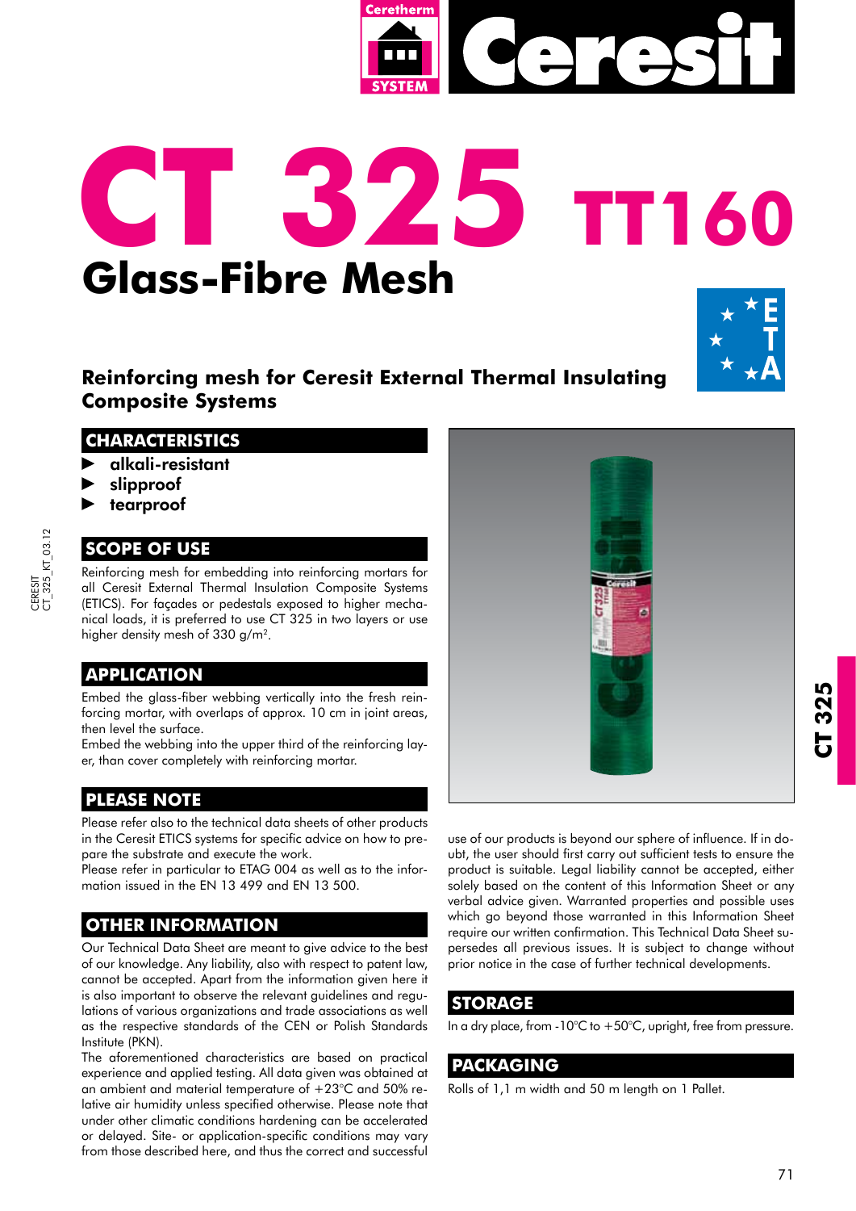# CT 325 TT160

## Glass-Fibre Mesh

### Reinforcing mesh for Ceresit External Thermal Insulating Composite Systems

## CHARACTERISTICS

- alkali-resistant
- slipproof
- tearproof

## SCOPE OF USE

Reinforcing mesh for embedding into reinforcing mortars for all Ceresit External Thermal Insulation Composite Systems (ETICS). For façades or pedestals exposed to higher mechanical loads, it is preferred to use CT 325 in two layers or use higher density mesh of 330 g/m².

## APPLICATION

Embed the glass-fiber webbing vertically into the fresh reinforcing mortar, with overlaps of approx. 10 cm in joint areas, then level the surface.
Embed the webbing into the upper third of the reinforcing layer, than cover completely with reinforcing mortar.

## PLEASE NOTE

Please refer also to the technical data sheets of other products in the Ceresit ETICS systems for specific advice on how to prepare the substrate and execute the work.
Please refer in particular to ETAG 004 as well as to the information issued in the EN 13 499 and EN 13 500.

## OTHER INFORMATION

Our Technical Data Sheet are meant to give advice to the best of our knowledge. Any liability, also with respect to patent law, cannot be accepted. Apart from the information given here it is also important to observe the relevant guidelines and regulations of various organizations and trade associations as well as the respective standards of the CEN or Polish Standards Institute (PKN).
The aforementioned characteristics are based on practical experience and applied testing. All data given was obtained at an ambient and material temperature of +23°C and 50% relative air humidity unless specified otherwise. Please note that under other climatic conditions hardening can be accelerated or delayed. Site- or application-specific conditions may vary from those described here, and thus the correct and successful use of our products is beyond our sphere of influence. If in doubt, the user should first carry out sufficient tests to ensure the product is suitable. Legal liability cannot be accepted, either solely based on the content of this Information Sheet or any verbal advice given. Warranted properties and possible uses which go beyond those warranted in this Information Sheet require our written confirmation. This Technical Data Sheet supersedes all previous issues. It is subject to change without prior notice in the case of further technical developments.

## STORAGE

In a dry place, from -10°C to +50°C, upright, free from pressure.

## PACKAGING

Rolls of 1,1 m width and 50 m length on 1 Pallet.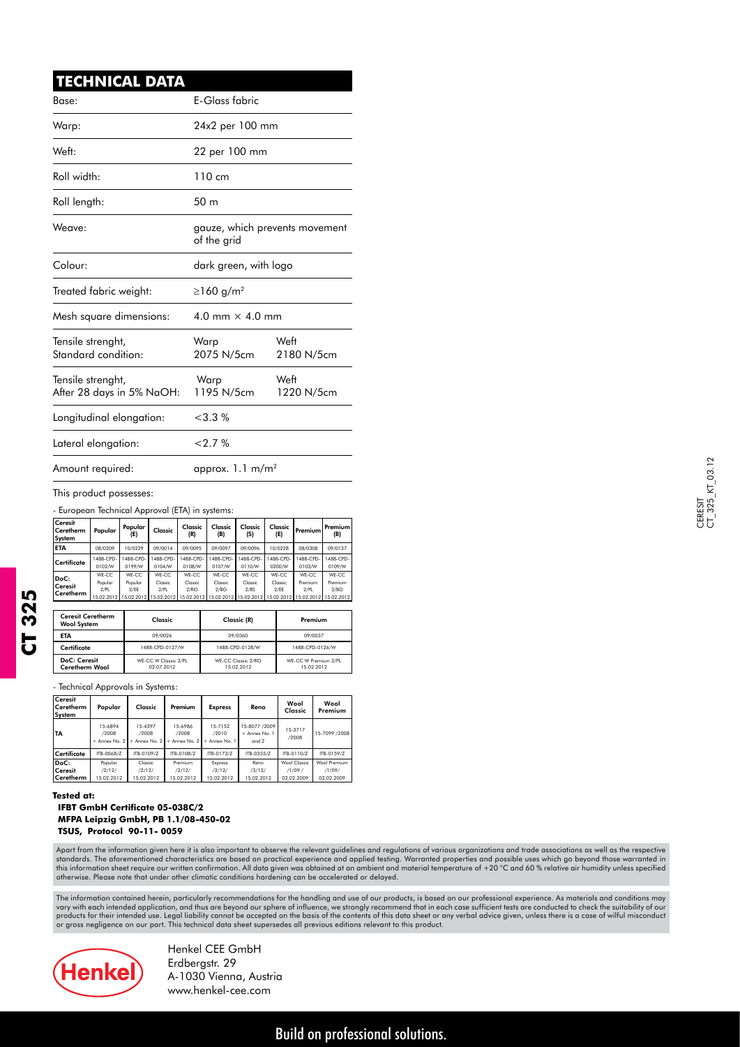## TECHNICAL DATA

| | | |
|---|---|---|
| Base: | E-Glass fabric | |
| Warp: | 24x2 per 100 mm | |
| Weft: | 22 per 100 mm | |
| Roll width: | 110 cm | |
| Roll length: | 50 m | |
| Weave: | gauze, which prevents movement of the grid | |
| Colour: | dark green, with logo | |
| Treated fabric weight: | ≥160 g/m² | |
| Mesh square dimensions: | 4.0 mm × 4.0 mm | |
| Tensile strenght, Standard condition: | Warp 2075 N/5cm | Weft 2180 N/5cm |
| Tensile strenght, After 28 days in 5% NaOH: | Warp 1195 N/5cm | Weft 1220 N/5cm |
| Longitudinal elongation: | <3.3 % | |
| Lateral elongation: | <2.7 % | |
| Amount required: | approx. 1.1 m/m² | |

This product possesses:

- European Technical Approval (ETA) in systems:

| Ceresit Ceretherm System | Popular | Popular (E) | Classic | Classic (R) | Classic (B) | Classic (S) | Classic (E) | Premium | Premium (B) |
|---|---|---|---|---|---|---|---|---|---|
| ETA | 08/0309 | 10/0229 | 09/0014 | 09/0095 | 09/0097 | 09/0096 | 10/0228 | 08/0308 | 09/0137 |
| Certificate | 1488-CPD-0102/W | 1488-CPD-0199/W | 1488-CPD-0104/W | 1488-CPD-0108/W | 1488-CPD-0107/W | 1488-CPD-0110/W | 1488-CPD-0200/W | 1488-CPD-0103/W | 1488-CPD-0109/W |
| DoC: Ceresit Ceretherm | WE-CC Popular 2/PL 15.02.2012 | WE-CC Popular 2/EE 15.02.2012 | WE-CC Classic 2/PL 15.02.2012 | WE-CC Classic 2/RO 15.02.2012 | WE-CC Classic 2/BG 15.02.2012 | WE-CC Classic 2/RS 15.02.2012 | WE-CC Classic 2/EE 15.02.2012 | WE-CC Premium 2/PL 15.02.2012 | WE-CC Premium 2/BG 15.02.2012 |

| Ceresit Ceretherm Wool System | Classic | Classic (R) | Premium |
|---|---|---|---|
| ETA | 09/0026 | 09/0360 | 09/0037 |
| Certificate | 1488-CPD-0127/W | 1488-CPD-0128/W | 1488-CPD-0126/W |
| DoC: Ceresit Ceretherm Wool | WE-CC W Classic 3/PL 02.07.2012 | WE-CC Classic 2/RO 15.02.2012 | WE-CC W Premium 2/PL 15.02.2012 |

- Technical Approvals in Systems:

| Ceresit Ceretherm System | Popular | Classic | Premium | Express | Reno | Wool Classic | Wool Premium |
|---|---|---|---|---|---|---|---|
| TA | 15-6894 /2008 + Annex No. 2 | 15-4397 /2008 + Annex No. 2 | 15-6986 /2008 + Annex No. 2 | 15-7152 /2010 + Annex No. 1 | 15-8077 /2009 + Annex No. 1 and 2 | 15-3717 /2008 | 15-7099 /2008 |
| Certificate | ITB-0068/Z | ITB-0109/Z | ITB-0108/Z | ITB-0173/Z | ITB-0355/Z | ITB-0110/Z | ITB-0159/Z |
| DoC: Ceresit Ceretherm | Popular /2/12/ 15.02.2012 | Classic /2/12/ 15.02.2012 | Premium /2/12/ 15.02.2012 | Express /3/12/ 15.02.2012 | Reno /3/12/ 15.02.2012 | Wool Classic /1/09 / 02.02.2009 | Wool Premium /1/09/ 02.02.2009 |

**Tested at:**

**IFBT GmbH Certificate 05-038C/2**
**MFPA Leipzig GmbH, PB 1.1/08-450-02**
**TSUS, Protocol 90-11- 0059**

Apart from the information given here it is also important to observe the relevant guidelines and regulations of various organizations and trade associations as well as the respective standards. The aforementioned characteristics are based on practical experience and applied testing. Warranted properties and possible uses which go beyond those warranted in this information sheet require our written confirmation. All data given was obtained at an ambient and material temperature of +20 °C and 60 % relative air humidity unless specified otherwise. Please note that under other climatic conditions hardening can be accelerated or delayed.

The information contained herein, particularly recommendations for the handling and use of our products, is based on our professional experience. As materials and conditions may vary with each intended application, and thus are beyond our sphere of influence, we strongly recommend that in each case sufficient tests are conducted to check the suitability of our products for their intended use. Legal liability cannot be accepted on the basis of the contents of this data sheet or any verbal advice given, unless there is a case of wilful misconduct or gross negligence on our part. This technical data sheet supersedes all previous editions relevant to this product.

Henkel CEE GmbH
Erdbergstr. 29
A-1030 Vienna, Austria
www.henkel-cee.com

Build on professional solutions.